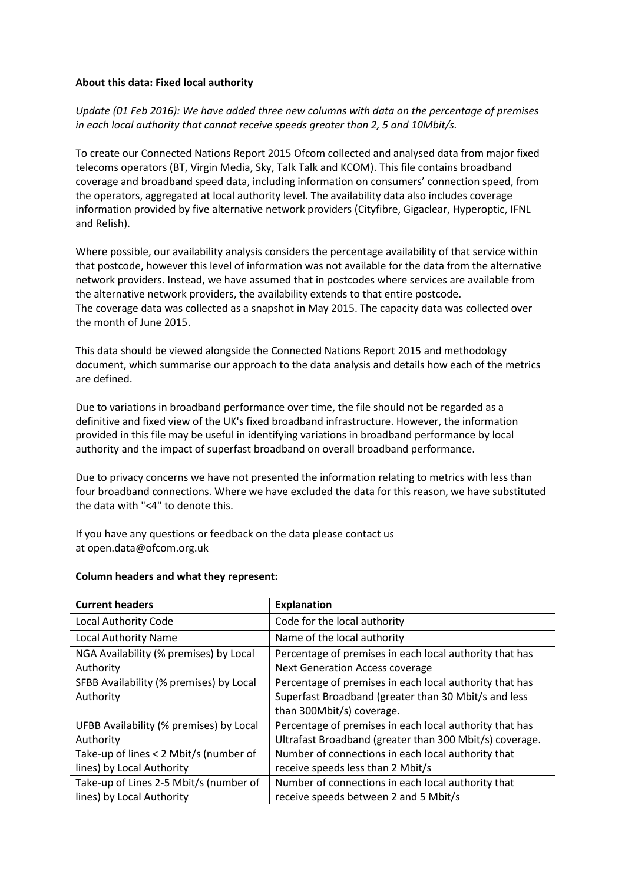**About this data: Fixed local authority**

*Update (01 Feb 2016): We have added three new columns with data on the percentage of premises in each local authority that cannot receive speeds greater than 2, 5 and 10Mbit/s.*

To create our Connected Nations Report 2015 Ofcom collected and analysed data from major fixed telecoms operators (BT, Virgin Media, Sky, Talk Talk and KCOM). This file contains broadband coverage and broadband speed data, including information on consumers' connection speed, from the operators, aggregated at local authority level. The availability data also includes coverage information provided by five alternative network providers (Cityfibre, Gigaclear, Hyperoptic, IFNL and Relish).

Where possible, our availability analysis considers the percentage availability of that service within that postcode, however this level of information was not available for the data from the alternative network providers. Instead, we have assumed that in postcodes where services are available from the alternative network providers, the availability extends to that entire postcode.
The coverage data was collected as a snapshot in May 2015. The capacity data was collected over the month of June 2015.

This data should be viewed alongside the Connected Nations Report 2015 and methodology document, which summarise our approach to the data analysis and details how each of the metrics are defined.

Due to variations in broadband performance over time, the file should not be regarded as a definitive and fixed view of the UK's fixed broadband infrastructure. However, the information provided in this file may be useful in identifying variations in broadband performance by local authority and the impact of superfast broadband on overall broadband performance.

Due to privacy concerns we have not presented the information relating to metrics with less than four broadband connections. Where we have excluded the data for this reason, we have substituted the data with "<4" to denote this.

If you have any questions or feedback on the data please contact us at open.data@ofcom.org.uk

**Column headers and what they represent:**

| **Current headers** | **Explanation** |
|---|---|
| Local Authority Code | Code for the local authority |
| Local Authority Name | Name of the local authority |
| NGA Availability (% premises) by Local Authority | Percentage of premises in each local authority that has Next Generation Access coverage |
| SFBB Availability (% premises) by Local Authority | Percentage of premises in each local authority that has Superfast Broadband (greater than 30 Mbit/s and less than 300Mbit/s) coverage. |
| UFBB Availability (% premises) by Local Authority | Percentage of premises in each local authority that has Ultrafast Broadband (greater than 300 Mbit/s) coverage. |
| Take-up of lines < 2 Mbit/s (number of lines) by Local Authority | Number of connections in each local authority that receive speeds less than 2 Mbit/s |
| Take-up of Lines 2-5 Mbit/s (number of lines) by Local Authority | Number of connections in each local authority that receive speeds between 2 and 5 Mbit/s |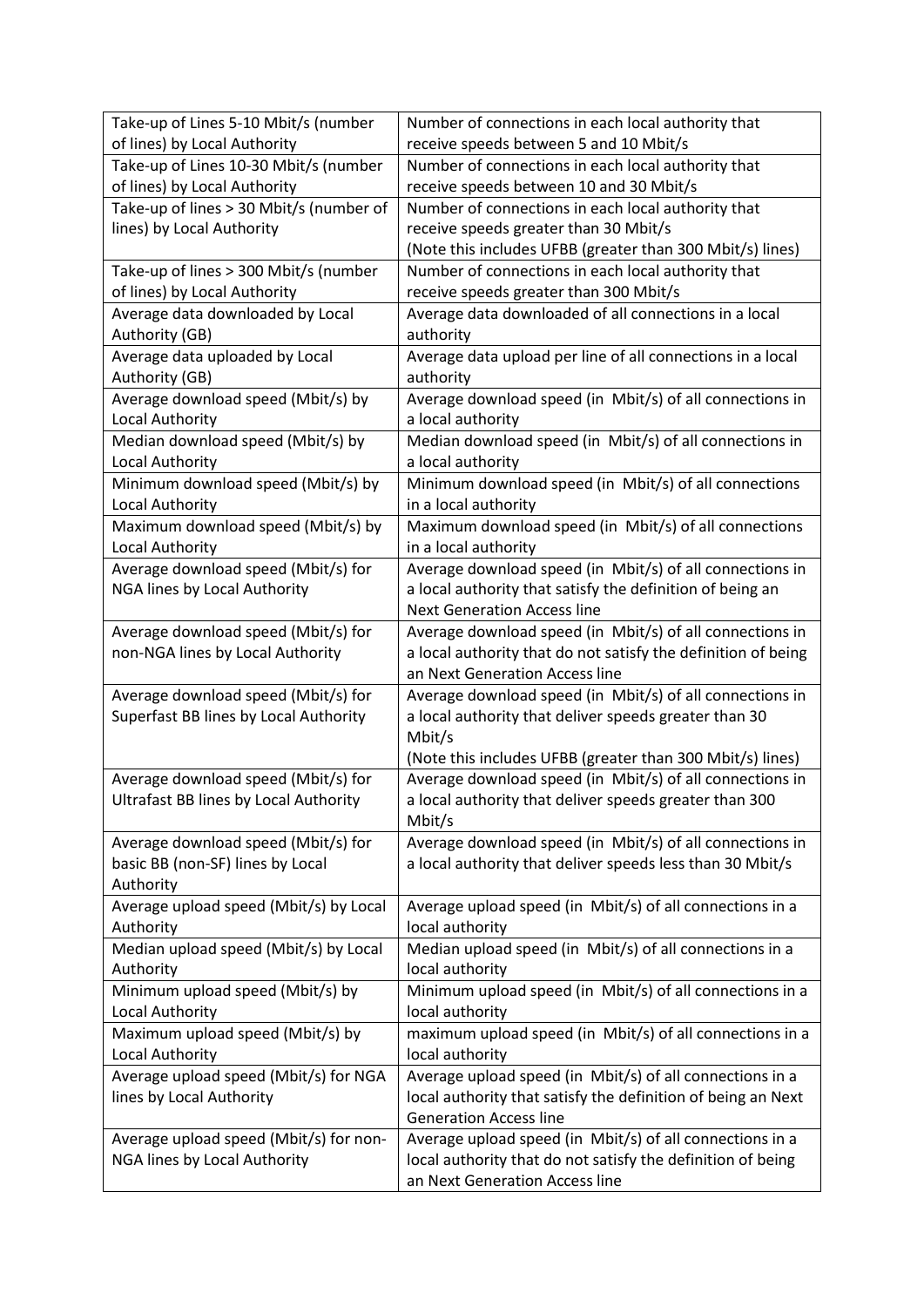| | |
|---|---|
| Take-up of Lines 5-10 Mbit/s (number of lines) by Local Authority | Number of connections in each local authority that receive speeds between 5 and 10 Mbit/s |
| Take-up of Lines 10-30 Mbit/s (number of lines) by Local Authority | Number of connections in each local authority that receive speeds between 10 and 30 Mbit/s |
| Take-up of lines > 30 Mbit/s (number of lines) by Local Authority | Number of connections in each local authority that receive speeds greater than 30 Mbit/s<br>(Note this includes UFBB (greater than 300 Mbit/s) lines) |
| Take-up of lines > 300 Mbit/s (number of lines) by Local Authority | Number of connections in each local authority that receive speeds greater than 300 Mbit/s |
| Average data downloaded by Local Authority (GB) | Average data downloaded of all connections in a local authority |
| Average data uploaded by Local Authority (GB) | Average data upload per line of all connections in a local authority |
| Average download speed (Mbit/s) by Local Authority | Average download speed (in Mbit/s) of all connections in a local authority |
| Median download speed (Mbit/s) by Local Authority | Median download speed (in Mbit/s) of all connections in a local authority |
| Minimum download speed (Mbit/s) by Local Authority | Minimum download speed (in Mbit/s) of all connections in a local authority |
| Maximum download speed (Mbit/s) by Local Authority | Maximum download speed (in Mbit/s) of all connections in a local authority |
| Average download speed (Mbit/s) for NGA lines by Local Authority | Average download speed (in Mbit/s) of all connections in a local authority that satisfy the definition of being an Next Generation Access line |
| Average download speed (Mbit/s) for non-NGA lines by Local Authority | Average download speed (in Mbit/s) of all connections in a local authority that do not satisfy the definition of being an Next Generation Access line |
| Average download speed (Mbit/s) for Superfast BB lines by Local Authority | Average download speed (in Mbit/s) of all connections in a local authority that deliver speeds greater than 30 Mbit/s<br>(Note this includes UFBB (greater than 300 Mbit/s) lines) |
| Average download speed (Mbit/s) for Ultrafast BB lines by Local Authority | Average download speed (in Mbit/s) of all connections in a local authority that deliver speeds greater than 300 Mbit/s |
| Average download speed (Mbit/s) for basic BB (non-SF) lines by Local Authority | Average download speed (in Mbit/s) of all connections in a local authority that deliver speeds less than 30 Mbit/s |
| Average upload speed (Mbit/s) by Local Authority | Average upload speed (in Mbit/s) of all connections in a local authority |
| Median upload speed (Mbit/s) by Local Authority | Median upload speed (in Mbit/s) of all connections in a local authority |
| Minimum upload speed (Mbit/s) by Local Authority | Minimum upload speed (in Mbit/s) of all connections in a local authority |
| Maximum upload speed (Mbit/s) by Local Authority | maximum upload speed (in Mbit/s) of all connections in a local authority |
| Average upload speed (Mbit/s) for NGA lines by Local Authority | Average upload speed (in Mbit/s) of all connections in a local authority that satisfy the definition of being an Next Generation Access line |
| Average upload speed (Mbit/s) for non-NGA lines by Local Authority | Average upload speed (in Mbit/s) of all connections in a local authority that do not satisfy the definition of being an Next Generation Access line |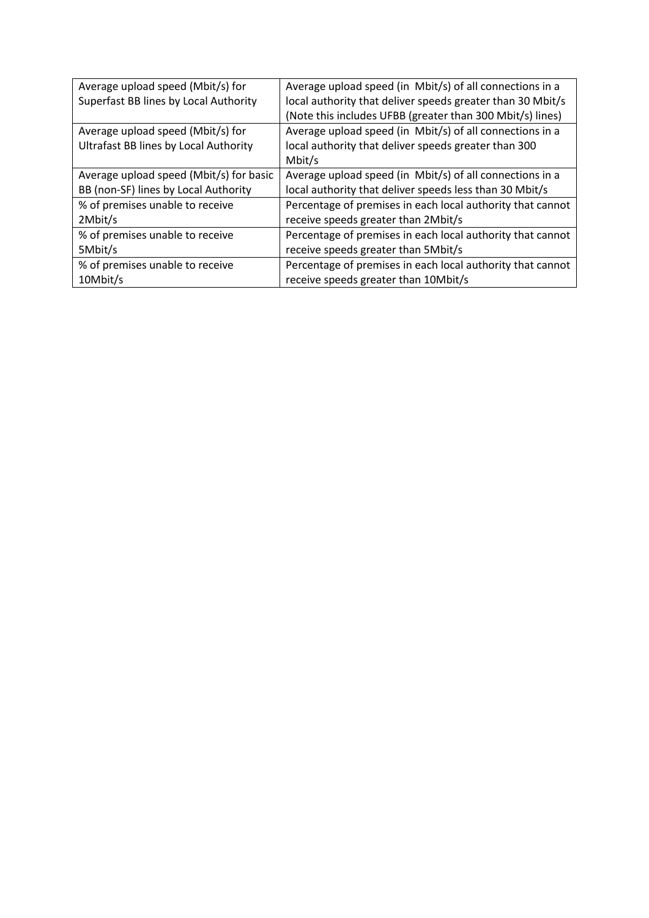| | |
|---|---|
| Average upload speed (Mbit/s) for Superfast BB lines by Local Authority | Average upload speed (in Mbit/s) of all connections in a local authority that deliver speeds greater than 30 Mbit/s (Note this includes UFBB (greater than 300 Mbit/s) lines) |
| Average upload speed (Mbit/s) for Ultrafast BB lines by Local Authority | Average upload speed (in Mbit/s) of all connections in a local authority that deliver speeds greater than 300 Mbit/s |
| Average upload speed (Mbit/s) for basic BB (non-SF) lines by Local Authority | Average upload speed (in Mbit/s) of all connections in a local authority that deliver speeds less than 30 Mbit/s |
| % of premises unable to receive 2Mbit/s | Percentage of premises in each local authority that cannot receive speeds greater than 2Mbit/s |
| % of premises unable to receive 5Mbit/s | Percentage of premises in each local authority that cannot receive speeds greater than 5Mbit/s |
| % of premises unable to receive 10Mbit/s | Percentage of premises in each local authority that cannot receive speeds greater than 10Mbit/s |